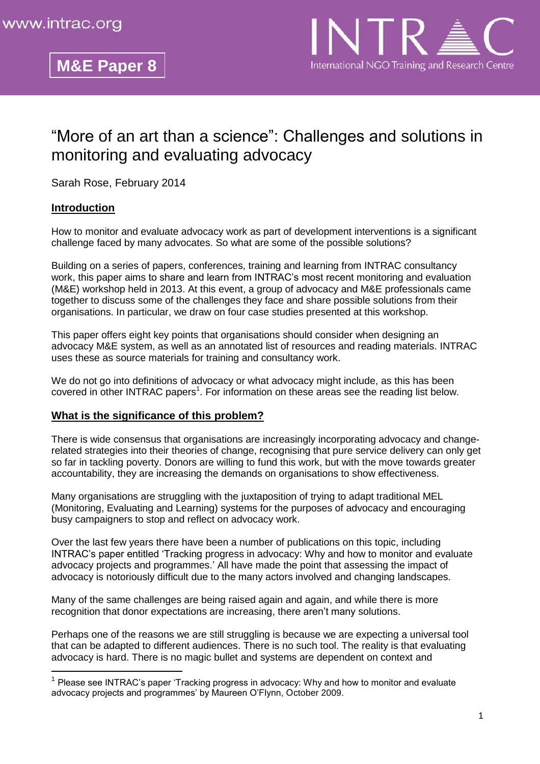www.intrac.org

**M&E Paper 8**

INTRAC
International NGO Training and Research Centre

# "More of an art than a science": Challenges and solutions in monitoring and evaluating advocacy

Sarah Rose, February 2014

## Introduction

How to monitor and evaluate advocacy work as part of development interventions is a significant challenge faced by many advocates. So what are some of the possible solutions?

Building on a series of papers, conferences, training and learning from INTRAC consultancy work, this paper aims to share and learn from INTRAC's most recent monitoring and evaluation (M&E) workshop held in 2013. At this event, a group of advocacy and M&E professionals came together to discuss some of the challenges they face and share possible solutions from their organisations. In particular, we draw on four case studies presented at this workshop.

This paper offers eight key points that organisations should consider when designing an advocacy M&E system, as well as an annotated list of resources and reading materials. INTRAC uses these as source materials for training and consultancy work.

We do not go into definitions of advocacy or what advocacy might include, as this has been covered in other INTRAC papers[1]. For information on these areas see the reading list below.

## What is the significance of this problem?

There is wide consensus that organisations are increasingly incorporating advocacy and change-related strategies into their theories of change, recognising that pure service delivery can only get so far in tackling poverty. Donors are willing to fund this work, but with the move towards greater accountability, they are increasing the demands on organisations to show effectiveness.

Many organisations are struggling with the juxtaposition of trying to adapt traditional MEL (Monitoring, Evaluating and Learning) systems for the purposes of advocacy and encouraging busy campaigners to stop and reflect on advocacy work.

Over the last few years there have been a number of publications on this topic, including INTRAC's paper entitled 'Tracking progress in advocacy: Why and how to monitor and evaluate advocacy projects and programmes.' All have made the point that assessing the impact of advocacy is notoriously difficult due to the many actors involved and changing landscapes.

Many of the same challenges are being raised again and again, and while there is more recognition that donor expectations are increasing, there aren't many solutions.

Perhaps one of the reasons we are still struggling is because we are expecting a universal tool that can be adapted to different audiences. There is no such tool. The reality is that evaluating advocacy is hard. There is no magic bullet and systems are dependent on context and

---

[1] Please see INTRAC's paper 'Tracking progress in advocacy: Why and how to monitor and evaluate advocacy projects and programmes' by Maureen O'Flynn, October 2009.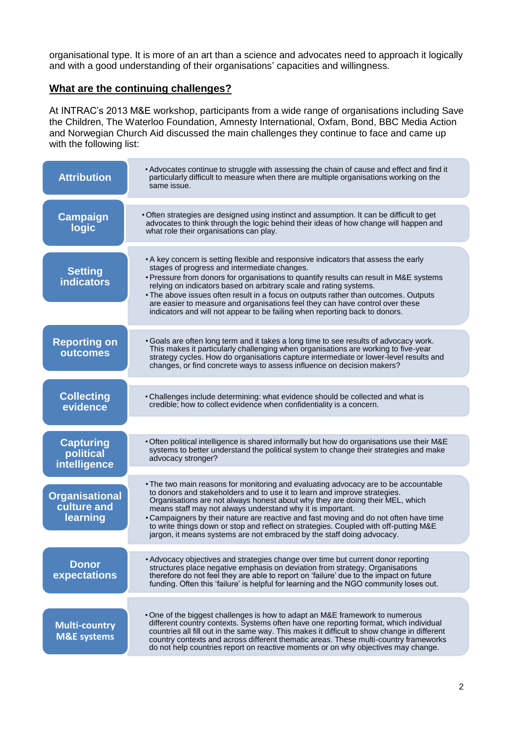organisational type. It is more of an art than a science and advocates need to approach it logically and with a good understanding of their organisations' capacities and willingness.

## What are the continuing challenges?

At INTRAC's 2013 M&E workshop, participants from a wide range of organisations including Save the Children, The Waterloo Foundation, Amnesty International, Oxfam, Bond, BBC Media Action and Norwegian Church Aid discussed the main challenges they continue to face and came up with the following list:

| Challenge | Description |
|---|---|
| **Attribution** | • Advocates continue to struggle with assessing the chain of cause and effect and find it particularly difficult to measure when there are multiple organisations working on the same issue. |
| **Campaign logic** | • Often strategies are designed using instinct and assumption. It can be difficult to get advocates to think through the logic behind their ideas of how change will happen and what role their organisations can play. |
| **Setting indicators** | • A key concern is setting flexible and responsive indicators that assess the early stages of progress and intermediate changes.<br>• Pressure from donors for organisations to quantify results can result in M&E systems relying on indicators based on arbitrary scale and rating systems.<br>• The above issues often result in a focus on outputs rather than outcomes. Outputs are easier to measure and organisations feel they can have control over these indicators and will not appear to be failing when reporting back to donors. |
| **Reporting on outcomes** | • Goals are often long term and it takes a long time to see results of advocacy work. This makes it particularly challenging when organisations are working to five-year strategy cycles. How do organisations capture intermediate or lower-level results and changes, or find concrete ways to assess influence on decision makers? |
| **Collecting evidence** | • Challenges include determining: what evidence should be collected and what is credible; how to collect evidence when confidentiality is a concern. |
| **Capturing political intelligence** | • Often political intelligence is shared informally but how do organisations use their M&E systems to better understand the political system to change their strategies and make advocacy stronger? |
| **Organisational culture and learning** | • The two main reasons for monitoring and evaluating advocacy are to be accountable to donors and stakeholders and to use it to learn and improve strategies. Organisations are not always honest about why they are doing their MEL, which means staff may not always understand why it is important.<br>• Campaigners by their nature are reactive and fast moving and do not often have time to write things down or stop and reflect on strategies. Coupled with off-putting M&E jargon, it means systems are not embraced by the staff doing advocacy. |
| **Donor expectations** | • Advocacy objectives and strategies change over time but current donor reporting structures place negative emphasis on deviation from strategy. Organisations therefore do not feel they are able to report on 'failure' due to the impact on future funding. Often this 'failure' is helpful for learning and the NGO community loses out. |
| **Multi-country M&E systems** | • One of the biggest challenges is how to adapt an M&E framework to numerous different country contexts. Systems often have one reporting format, which individual countries all fill out in the same way. This makes it difficult to show change in different country contexts and across different thematic areas. These multi-country frameworks do not help countries report on reactive moments or on why objectives may change. |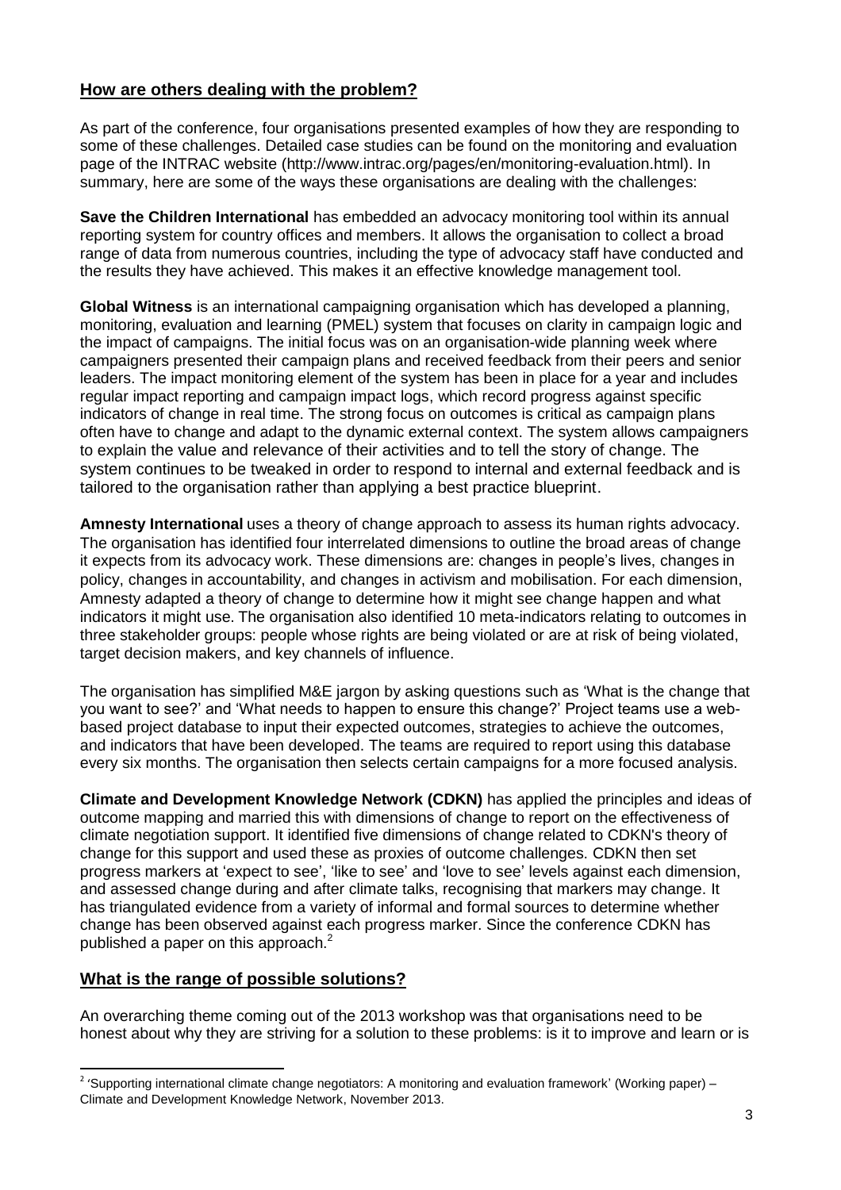## How are others dealing with the problem?

As part of the conference, four organisations presented examples of how they are responding to some of these challenges. Detailed case studies can be found on the monitoring and evaluation page of the INTRAC website (http://www.intrac.org/pages/en/monitoring-evaluation.html). In summary, here are some of the ways these organisations are dealing with the challenges:

**Save the Children International** has embedded an advocacy monitoring tool within its annual reporting system for country offices and members. It allows the organisation to collect a broad range of data from numerous countries, including the type of advocacy staff have conducted and the results they have achieved. This makes it an effective knowledge management tool.

**Global Witness** is an international campaigning organisation which has developed a planning, monitoring, evaluation and learning (PMEL) system that focuses on clarity in campaign logic and the impact of campaigns. The initial focus was on an organisation-wide planning week where campaigners presented their campaign plans and received feedback from their peers and senior leaders. The impact monitoring element of the system has been in place for a year and includes regular impact reporting and campaign impact logs, which record progress against specific indicators of change in real time. The strong focus on outcomes is critical as campaign plans often have to change and adapt to the dynamic external context. The system allows campaigners to explain the value and relevance of their activities and to tell the story of change. The system continues to be tweaked in order to respond to internal and external feedback and is tailored to the organisation rather than applying a best practice blueprint.

**Amnesty International** uses a theory of change approach to assess its human rights advocacy. The organisation has identified four interrelated dimensions to outline the broad areas of change it expects from its advocacy work. These dimensions are: changes in people's lives, changes in policy, changes in accountability, and changes in activism and mobilisation. For each dimension, Amnesty adapted a theory of change to determine how it might see change happen and what indicators it might use. The organisation also identified 10 meta-indicators relating to outcomes in three stakeholder groups: people whose rights are being violated or are at risk of being violated, target decision makers, and key channels of influence.

The organisation has simplified M&E jargon by asking questions such as 'What is the change that you want to see?' and 'What needs to happen to ensure this change?' Project teams use a web-based project database to input their expected outcomes, strategies to achieve the outcomes, and indicators that have been developed. The teams are required to report using this database every six months. The organisation then selects certain campaigns for a more focused analysis.

**Climate and Development Knowledge Network (CDKN)** has applied the principles and ideas of outcome mapping and married this with dimensions of change to report on the effectiveness of climate negotiation support. It identified five dimensions of change related to CDKN's theory of change for this support and used these as proxies of outcome challenges. CDKN then set progress markers at 'expect to see', 'like to see' and 'love to see' levels against each dimension, and assessed change during and after climate talks, recognising that markers may change. It has triangulated evidence from a variety of informal and formal sources to determine whether change has been observed against each progress marker. Since the conference CDKN has published a paper on this approach.[2]

## What is the range of possible solutions?

An overarching theme coming out of the 2013 workshop was that organisations need to be honest about why they are striving for a solution to these problems: is it to improve and learn or is

[2] 'Supporting international climate change negotiators: A monitoring and evaluation framework' (Working paper) – Climate and Development Knowledge Network, November 2013.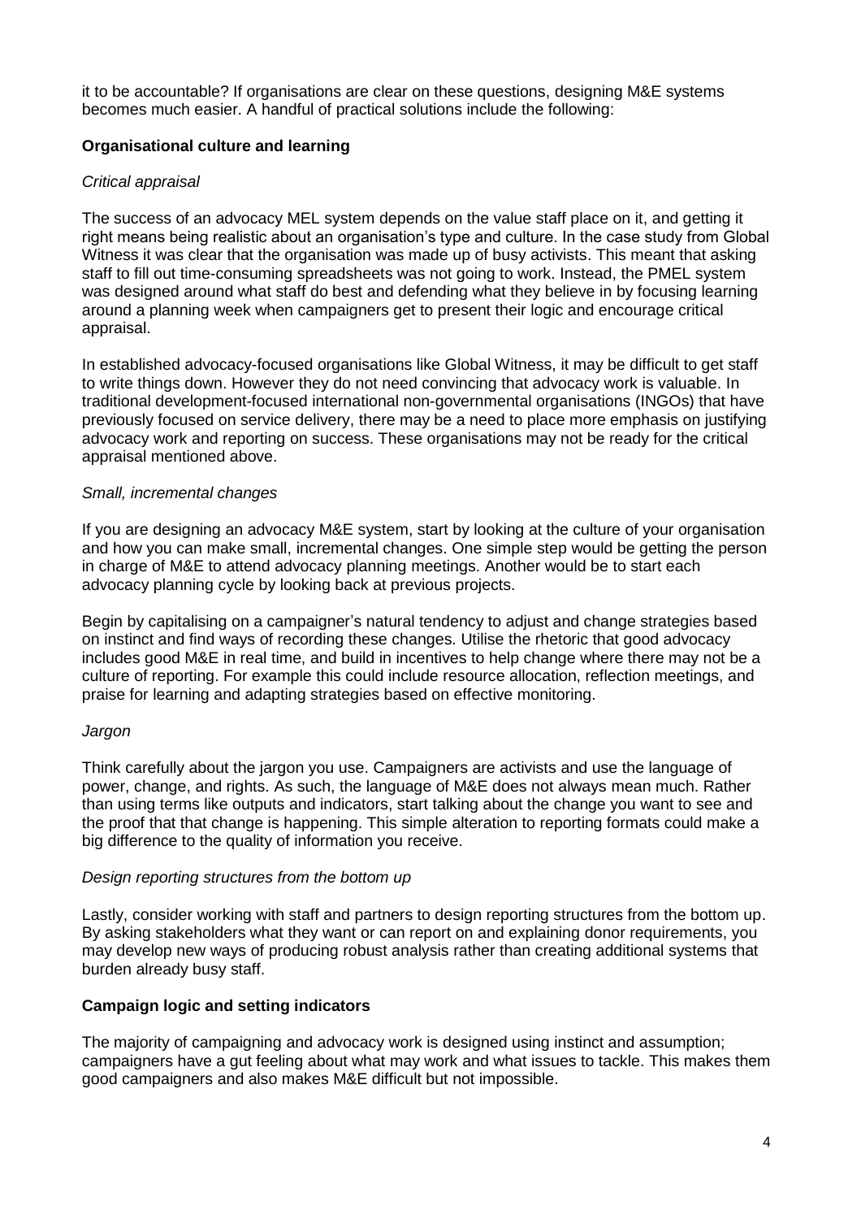it to be accountable? If organisations are clear on these questions, designing M&E systems becomes much easier. A handful of practical solutions include the following:

### Organisational culture and learning

#### *Critical appraisal*

The success of an advocacy MEL system depends on the value staff place on it, and getting it right means being realistic about an organisation's type and culture. In the case study from Global Witness it was clear that the organisation was made up of busy activists. This meant that asking staff to fill out time-consuming spreadsheets was not going to work. Instead, the PMEL system was designed around what staff do best and defending what they believe in by focusing learning around a planning week when campaigners get to present their logic and encourage critical appraisal.

In established advocacy-focused organisations like Global Witness, it may be difficult to get staff to write things down. However they do not need convincing that advocacy work is valuable. In traditional development-focused international non-governmental organisations (INGOs) that have previously focused on service delivery, there may be a need to place more emphasis on justifying advocacy work and reporting on success. These organisations may not be ready for the critical appraisal mentioned above.

#### *Small, incremental changes*

If you are designing an advocacy M&E system, start by looking at the culture of your organisation and how you can make small, incremental changes. One simple step would be getting the person in charge of M&E to attend advocacy planning meetings. Another would be to start each advocacy planning cycle by looking back at previous projects.

Begin by capitalising on a campaigner's natural tendency to adjust and change strategies based on instinct and find ways of recording these changes. Utilise the rhetoric that good advocacy includes good M&E in real time, and build in incentives to help change where there may not be a culture of reporting. For example this could include resource allocation, reflection meetings, and praise for learning and adapting strategies based on effective monitoring.

#### *Jargon*

Think carefully about the jargon you use. Campaigners are activists and use the language of power, change, and rights. As such, the language of M&E does not always mean much. Rather than using terms like outputs and indicators, start talking about the change you want to see and the proof that that change is happening. This simple alteration to reporting formats could make a big difference to the quality of information you receive.

#### *Design reporting structures from the bottom up*

Lastly, consider working with staff and partners to design reporting structures from the bottom up. By asking stakeholders what they want or can report on and explaining donor requirements, you may develop new ways of producing robust analysis rather than creating additional systems that burden already busy staff.

### Campaign logic and setting indicators

The majority of campaigning and advocacy work is designed using instinct and assumption; campaigners have a gut feeling about what may work and what issues to tackle. This makes them good campaigners and also makes M&E difficult but not impossible.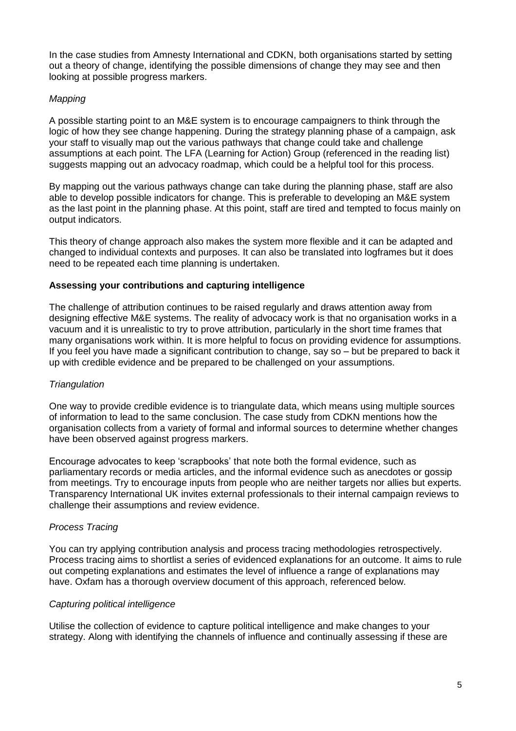In the case studies from Amnesty International and CDKN, both organisations started by setting out a theory of change, identifying the possible dimensions of change they may see and then looking at possible progress markers.

*Mapping*

A possible starting point to an M&E system is to encourage campaigners to think through the logic of how they see change happening. During the strategy planning phase of a campaign, ask your staff to visually map out the various pathways that change could take and challenge assumptions at each point. The LFA (Learning for Action) Group (referenced in the reading list) suggests mapping out an advocacy roadmap, which could be a helpful tool for this process.

By mapping out the various pathways change can take during the planning phase, staff are also able to develop possible indicators for change. This is preferable to developing an M&E system as the last point in the planning phase. At this point, staff are tired and tempted to focus mainly on output indicators.

This theory of change approach also makes the system more flexible and it can be adapted and changed to individual contexts and purposes. It can also be translated into logframes but it does need to be repeated each time planning is undertaken.

**Assessing your contributions and capturing intelligence**

The challenge of attribution continues to be raised regularly and draws attention away from designing effective M&E systems. The reality of advocacy work is that no organisation works in a vacuum and it is unrealistic to try to prove attribution, particularly in the short time frames that many organisations work within. It is more helpful to focus on providing evidence for assumptions. If you feel you have made a significant contribution to change, say so – but be prepared to back it up with credible evidence and be prepared to be challenged on your assumptions.

*Triangulation*

One way to provide credible evidence is to triangulate data, which means using multiple sources of information to lead to the same conclusion. The case study from CDKN mentions how the organisation collects from a variety of formal and informal sources to determine whether changes have been observed against progress markers.

Encourage advocates to keep 'scrapbooks' that note both the formal evidence, such as parliamentary records or media articles, and the informal evidence such as anecdotes or gossip from meetings. Try to encourage inputs from people who are neither targets nor allies but experts. Transparency International UK invites external professionals to their internal campaign reviews to challenge their assumptions and review evidence.

*Process Tracing*

You can try applying contribution analysis and process tracing methodologies retrospectively. Process tracing aims to shortlist a series of evidenced explanations for an outcome. It aims to rule out competing explanations and estimates the level of influence a range of explanations may have. Oxfam has a thorough overview document of this approach, referenced below.

*Capturing political intelligence*

Utilise the collection of evidence to capture political intelligence and make changes to your strategy. Along with identifying the channels of influence and continually assessing if these are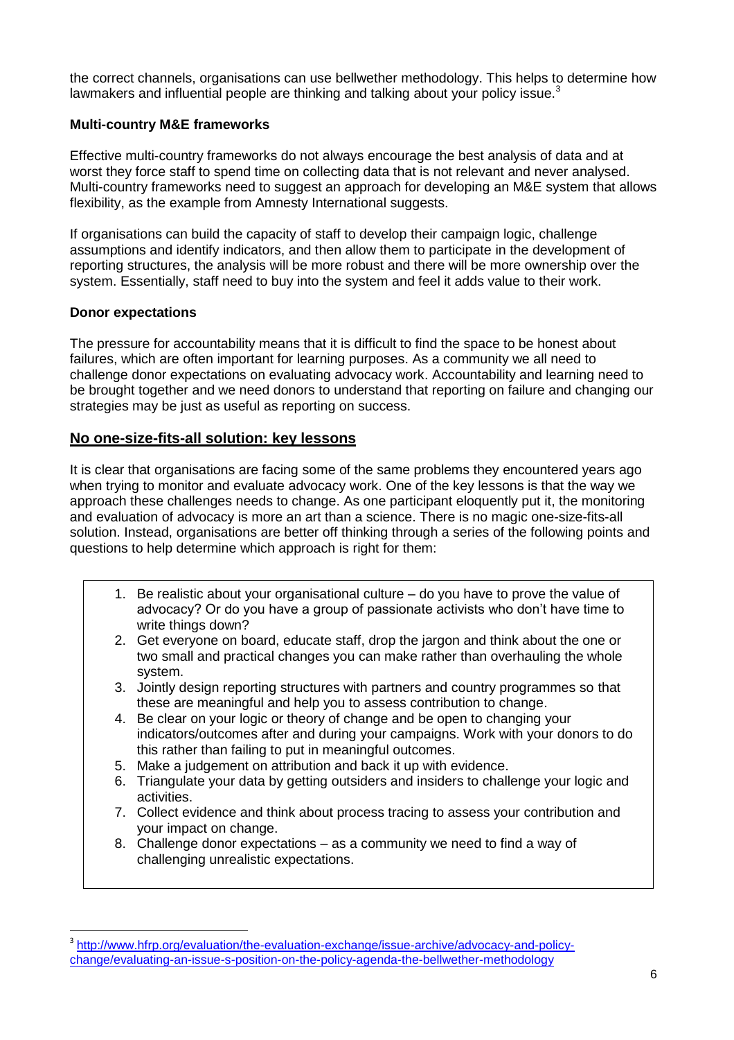the correct channels, organisations can use bellwether methodology. This helps to determine how lawmakers and influential people are thinking and talking about your policy issue.[3]

**Multi-country M&E frameworks**

Effective multi-country frameworks do not always encourage the best analysis of data and at worst they force staff to spend time on collecting data that is not relevant and never analysed. Multi-country frameworks need to suggest an approach for developing an M&E system that allows flexibility, as the example from Amnesty International suggests.

If organisations can build the capacity of staff to develop their campaign logic, challenge assumptions and identify indicators, and then allow them to participate in the development of reporting structures, the analysis will be more robust and there will be more ownership over the system. Essentially, staff need to buy into the system and feel it adds value to their work.

**Donor expectations**

The pressure for accountability means that it is difficult to find the space to be honest about failures, which are often important for learning purposes. As a community we all need to challenge donor expectations on evaluating advocacy work. Accountability and learning need to be brought together and we need donors to understand that reporting on failure and changing our strategies may be just as useful as reporting on success.

## No one-size-fits-all solution: key lessons

It is clear that organisations are facing some of the same problems they encountered years ago when trying to monitor and evaluate advocacy work. One of the key lessons is that the way we approach these challenges needs to change. As one participant eloquently put it, the monitoring and evaluation of advocacy is more an art than a science. There is no magic one-size-fits-all solution. Instead, organisations are better off thinking through a series of the following points and questions to help determine which approach is right for them:

1. Be realistic about your organisational culture – do you have to prove the value of advocacy? Or do you have a group of passionate activists who don't have time to write things down?
2. Get everyone on board, educate staff, drop the jargon and think about the one or two small and practical changes you can make rather than overhauling the whole system.
3. Jointly design reporting structures with partners and country programmes so that these are meaningful and help you to assess contribution to change.
4. Be clear on your logic or theory of change and be open to changing your indicators/outcomes after and during your campaigns. Work with your donors to do this rather than failing to put in meaningful outcomes.
5. Make a judgement on attribution and back it up with evidence.
6. Triangulate your data by getting outsiders and insiders to challenge your logic and activities.
7. Collect evidence and think about process tracing to assess your contribution and your impact on change.
8. Challenge donor expectations – as a community we need to find a way of challenging unrealistic expectations.

---

[3] http://www.hfrp.org/evaluation/the-evaluation-exchange/issue-archive/advocacy-and-policy-change/evaluating-an-issue-s-position-on-the-policy-agenda-the-bellwether-methodology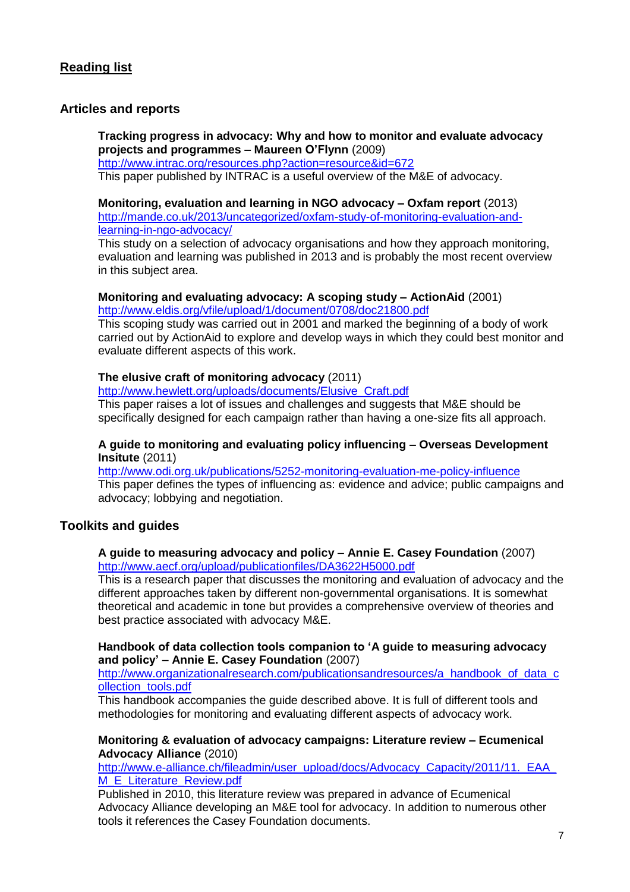## Reading list

### Articles and reports

**Tracking progress in advocacy: Why and how to monitor and evaluate advocacy projects and programmes – Maureen O'Flynn** (2009)
http://www.intrac.org/resources.php?action=resource&id=672
This paper published by INTRAC is a useful overview of the M&E of advocacy.

**Monitoring, evaluation and learning in NGO advocacy – Oxfam report** (2013)
http://mande.co.uk/2013/uncategorized/oxfam-study-of-monitoring-evaluation-and-learning-in-ngo-advocacy/
This study on a selection of advocacy organisations and how they approach monitoring, evaluation and learning was published in 2013 and is probably the most recent overview in this subject area.

**Monitoring and evaluating advocacy: A scoping study – ActionAid** (2001)
http://www.eldis.org/vfile/upload/1/document/0708/doc21800.pdf
This scoping study was carried out in 2001 and marked the beginning of a body of work carried out by ActionAid to explore and develop ways in which they could best monitor and evaluate different aspects of this work.

**The elusive craft of monitoring advocacy** (2011)
http://www.hewlett.org/uploads/documents/Elusive_Craft.pdf
This paper raises a lot of issues and challenges and suggests that M&E should be specifically designed for each campaign rather than having a one-size fits all approach.

**A guide to monitoring and evaluating policy influencing – Overseas Development Insitute** (2011)
http://www.odi.org.uk/publications/5252-monitoring-evaluation-me-policy-influence
This paper defines the types of influencing as: evidence and advice; public campaigns and advocacy; lobbying and negotiation.

### Toolkits and guides

**A guide to measuring advocacy and policy – Annie E. Casey Foundation** (2007)
http://www.aecf.org/upload/publicationfiles/DA3622H5000.pdf
This is a research paper that discusses the monitoring and evaluation of advocacy and the different approaches taken by different non-governmental organisations. It is somewhat theoretical and academic in tone but provides a comprehensive overview of theories and best practice associated with advocacy M&E.

**Handbook of data collection tools companion to 'A guide to measuring advocacy and policy' – Annie E. Casey Foundation** (2007)
http://www.organizationalresearch.com/publicationsandresources/a_handbook_of_data_collection_tools.pdf
This handbook accompanies the guide described above. It is full of different tools and methodologies for monitoring and evaluating different aspects of advocacy work.

**Monitoring & evaluation of advocacy campaigns: Literature review – Ecumenical Advocacy Alliance** (2010)
http://www.e-alliance.ch/fileadmin/user_upload/docs/Advocacy_Capacity/2011/11._EAA_M_E_Literature_Review.pdf
Published in 2010, this literature review was prepared in advance of Ecumenical Advocacy Alliance developing an M&E tool for advocacy. In addition to numerous other tools it references the Casey Foundation documents.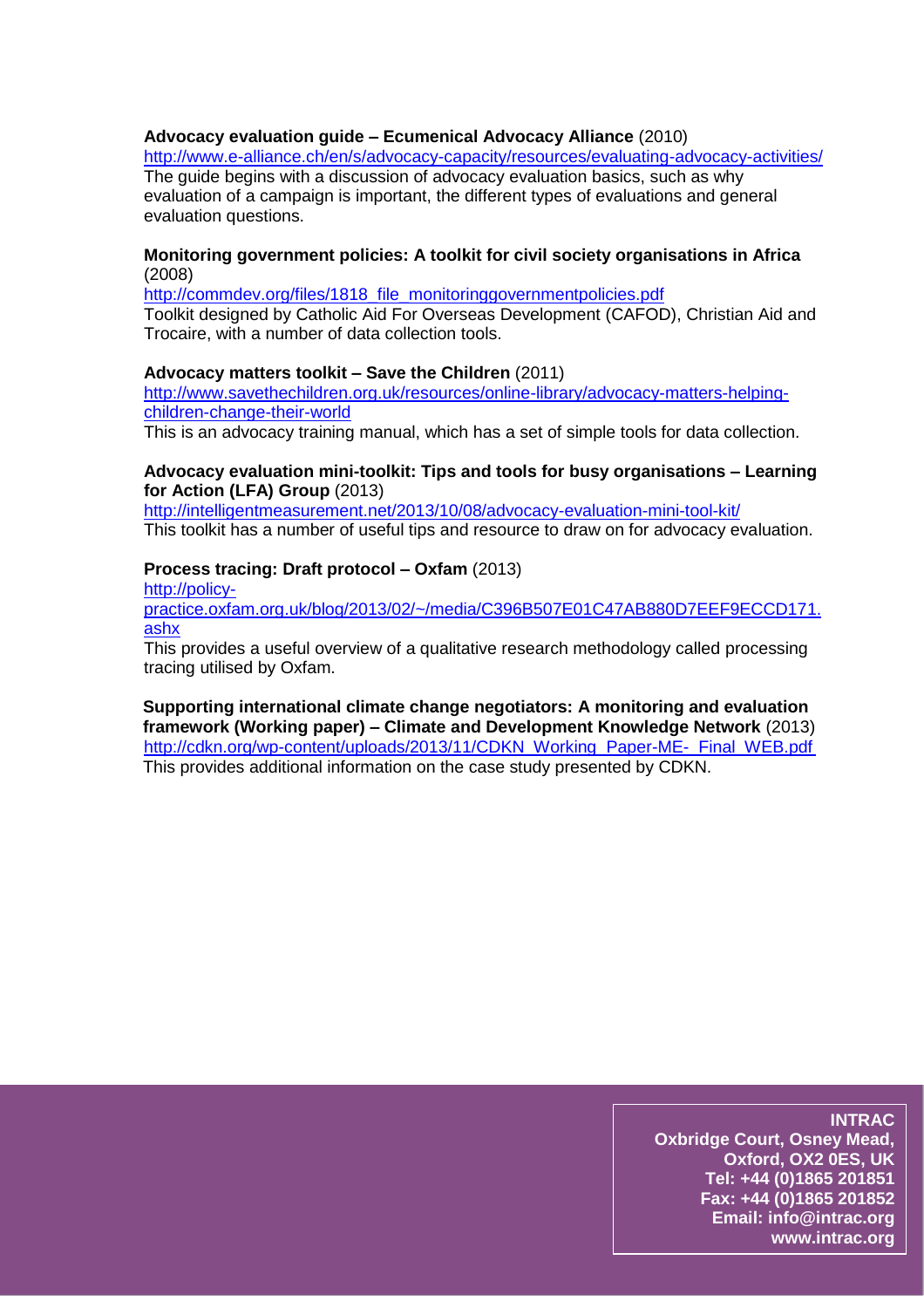**Advocacy evaluation guide – Ecumenical Advocacy Alliance** (2010)
http://www.e-alliance.ch/en/s/advocacy-capacity/resources/evaluating-advocacy-activities/
The guide begins with a discussion of advocacy evaluation basics, such as why evaluation of a campaign is important, the different types of evaluations and general evaluation questions.

**Monitoring government policies: A toolkit for civil society organisations in Africa** (2008)
http://commdev.org/files/1818_file_monitoringgovernmentpolicies.pdf
Toolkit designed by Catholic Aid For Overseas Development (CAFOD), Christian Aid and Trocaire, with a number of data collection tools.

**Advocacy matters toolkit – Save the Children** (2011)
http://www.savethechildren.org.uk/resources/online-library/advocacy-matters-helping-children-change-their-world
This is an advocacy training manual, which has a set of simple tools for data collection.

**Advocacy evaluation mini-toolkit: Tips and tools for busy organisations – Learning for Action (LFA) Group** (2013)
http://intelligentmeasurement.net/2013/10/08/advocacy-evaluation-mini-tool-kit/
This toolkit has a number of useful tips and resource to draw on for advocacy evaluation.

**Process tracing: Draft protocol – Oxfam** (2013)
http://policy-practice.oxfam.org.uk/blog/2013/02/~/media/C396B507E01C47AB880D7EEF9ECCD171.ashx
This provides a useful overview of a qualitative research methodology called processing tracing utilised by Oxfam.

**Supporting international climate change negotiators: A monitoring and evaluation framework (Working paper) – Climate and Development Knowledge Network** (2013)
http://cdkn.org/wp-content/uploads/2013/11/CDKN_Working_Paper-ME-_Final_WEB.pdf
This provides additional information on the case study presented by CDKN.

**INTRAC**
**Oxbridge Court, Osney Mead,**
**Oxford, OX2 0ES, UK**
**Tel: +44 (0)1865 201851**
**Fax: +44 (0)1865 201852**
**Email: info@intrac.org**
**www.intrac.org**